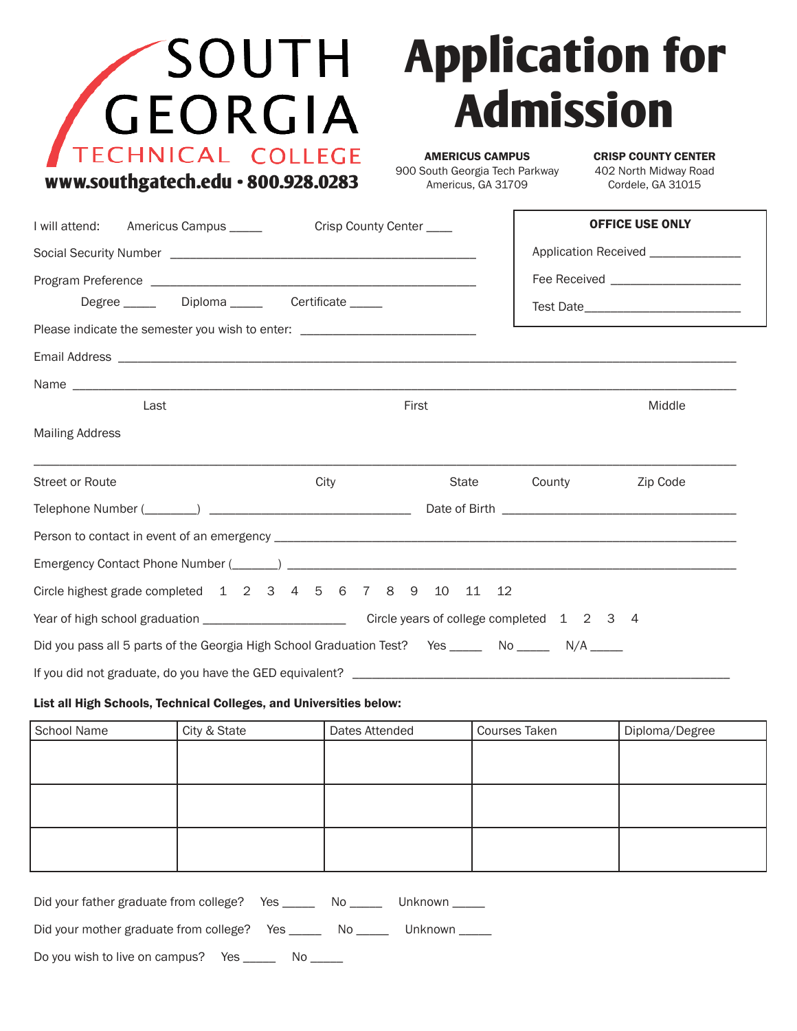# SOUTH GEORGIA TECHNICAL COLLEGE

www.southgatech.edu • 800.928.0283

# Application for Admission

**AMERICUS CAMPUS**
900 South Georgia Tech Parkway
Americus, GA 31709

**CRISP COUNTY CENTER**
402 North Midway Road
Cordele, GA 31015

**OFFICE USE ONLY**

Application Received ______________

Fee Received ____________________

Test Date________________________

I will attend: Americus Campus _____ Crisp County Center ____

Social Security Number ________________________________________________

Program Preference ___________________________________________________

Degree _____ Diploma _____ Certificate _____

Please indicate the semester you wish to enter: __________________________

Email Address ______________________________________________________________________________________

Name ______________________________________________________________________________________________

Last First Middle

Mailing Address

___________________________________________________________________________________________________

Street or Route City State County Zip Code

Telephone Number (________) ______________________________ Date of Birth ___________________________________

Person to contact in event of an emergency _________________________________________________________________

Emergency Contact Phone Number (_______) ________________________________________________________________

Circle highest grade completed 1 2 3 4 5 6 7 8 9 10 11 12

Year of high school graduation _____________________ Circle years of college completed 1 2 3 4

Did you pass all 5 parts of the Georgia High School Graduation Test? Yes _____ No _____ N/A _____

If you did not graduate, do you have the GED equivalent? __________________________________________________________

**List all High Schools, Technical Colleges, and Universities below:**

| School Name | City & State | Dates Attended | Courses Taken | Diploma/Degree |
|---|---|---|---|---|
| | | | | |
| | | | | |
| | | | | |

Did your father graduate from college? Yes _____ No _____ Unknown _____

Did your mother graduate from college? Yes _____ No _____ Unknown _____

Do you wish to live on campus? Yes _____ No _____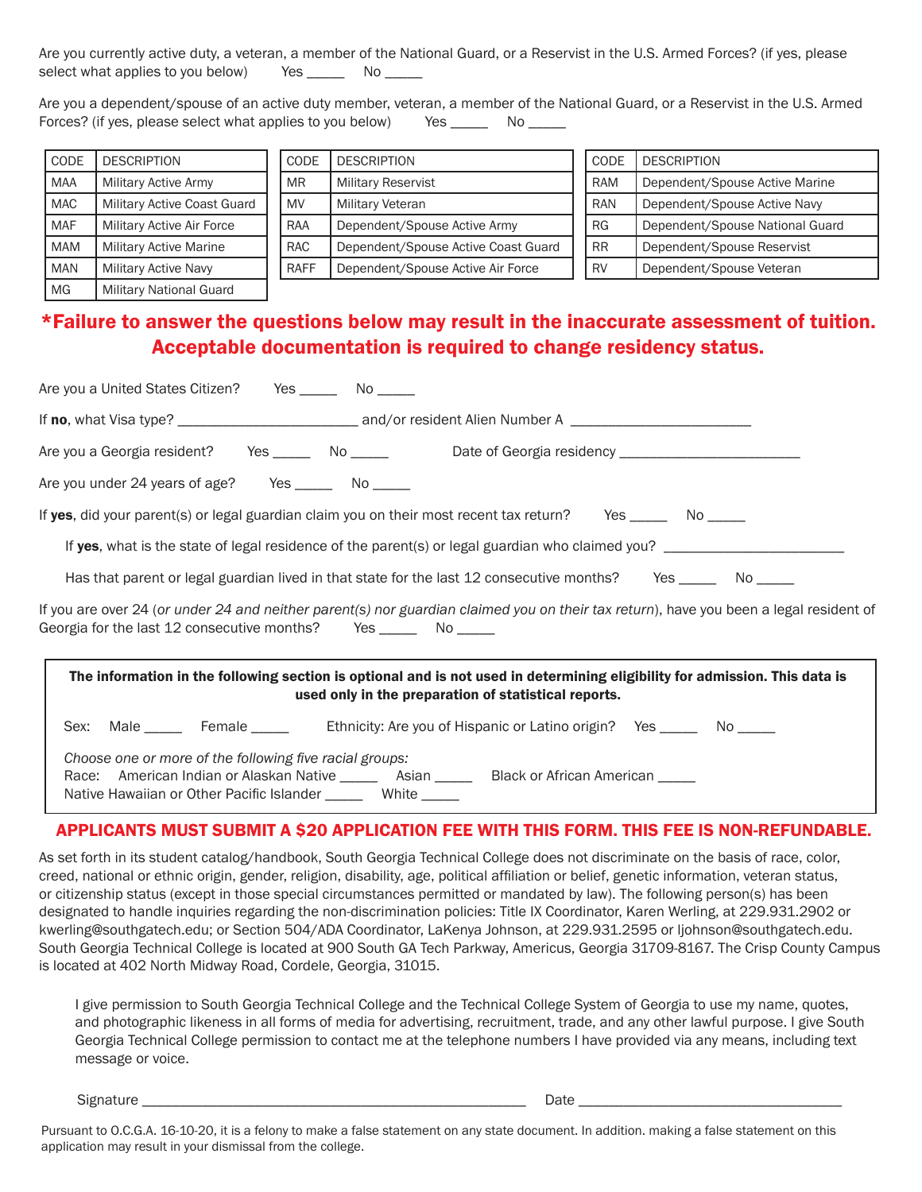Are you currently active duty, a veteran, a member of the National Guard, or a Reservist in the U.S. Armed Forces? (if yes, please select what applies to you below) Yes _____ No _____

Are you a dependent/spouse of an active duty member, veteran, a member of the National Guard, or a Reservist in the U.S. Armed Forces? (if yes, please select what applies to you below) Yes _____ No _____

| CODE | DESCRIPTION |
|---|---|
| MAA | Military Active Army |
| MAC | Military Active Coast Guard |
| MAF | Military Active Air Force |
| MAM | Military Active Marine |
| MAN | Military Active Navy |
| MG | Military National Guard |

| CODE | DESCRIPTION |
|---|---|
| MR | Military Reservist |
| MV | Military Veteran |
| RAA | Dependent/Spouse Active Army |
| RAC | Dependent/Spouse Active Coast Guard |
| RAFF | Dependent/Spouse Active Air Force |

| CODE | DESCRIPTION |
|---|---|
| RAM | Dependent/Spouse Active Marine |
| RAN | Dependent/Spouse Active Navy |
| RG | Dependent/Spouse National Guard |
| RR | Dependent/Spouse Reservist |
| RV | Dependent/Spouse Veteran |

**\*Failure to answer the questions below may result in the inaccurate assessment of tuition. Acceptable documentation is required to change residency status.**

Are you a United States Citizen? Yes _____ No _____

If **no**, what Visa type? ________________________ and/or resident Alien Number A ________________________

Are you a Georgia resident? Yes _____ No _____ Date of Georgia residency ________________________

Are you under 24 years of age? Yes _____ No _____

If **yes**, did your parent(s) or legal guardian claim you on their most recent tax return? Yes _____ No _____

If **yes**, what is the state of legal residence of the parent(s) or legal guardian who claimed you? ________________________

Has that parent or legal guardian lived in that state for the last 12 consecutive months? Yes _____ No _____

If you are over 24 (*or under 24 and neither parent(s) nor guardian claimed you on their tax return*), have you been a legal resident of Georgia for the last 12 consecutive months? Yes _____ No _____

**The information in the following section is optional and is not used in determining eligibility for admission. This data is used only in the preparation of statistical reports.**

Sex: Male _____ Female _____ Ethnicity: Are you of Hispanic or Latino origin? Yes _____ No _____

*Choose one or more of the following five racial groups:*
Race: American Indian or Alaskan Native _____ Asian _____ Black or African American _____
Native Hawaiian or Other Pacific Islander _____ White _____

**APPLICANTS MUST SUBMIT A $20 APPLICATION FEE WITH THIS FORM. THIS FEE IS NON-REFUNDABLE.**

As set forth in its student catalog/handbook, South Georgia Technical College does not discriminate on the basis of race, color, creed, national or ethnic origin, gender, religion, disability, age, political affiliation or belief, genetic information, veteran status, or citizenship status (except in those special circumstances permitted or mandated by law). The following person(s) has been designated to handle inquiries regarding the non-discrimination policies: Title IX Coordinator, Karen Werling, at 229.931.2902 or kwerling@southgatech.edu; or Section 504/ADA Coordinator, LaKenya Johnson, at 229.931.2595 or ljohnson@southgatech.edu. South Georgia Technical College is located at 900 South GA Tech Parkway, Americus, Georgia 31709-8167. The Crisp County Campus is located at 402 North Midway Road, Cordele, Georgia, 31015.

I give permission to South Georgia Technical College and the Technical College System of Georgia to use my name, quotes, and photographic likeness in all forms of media for advertising, recruitment, trade, and any other lawful purpose. I give South Georgia Technical College permission to contact me at the telephone numbers I have provided via any means, including text message or voice.

Signature ________________________________________________ Date ________________________________

Pursuant to O.C.G.A. 16-10-20, it is a felony to make a false statement on any state document. In addition. making a false statement on this application may result in your dismissal from the college.